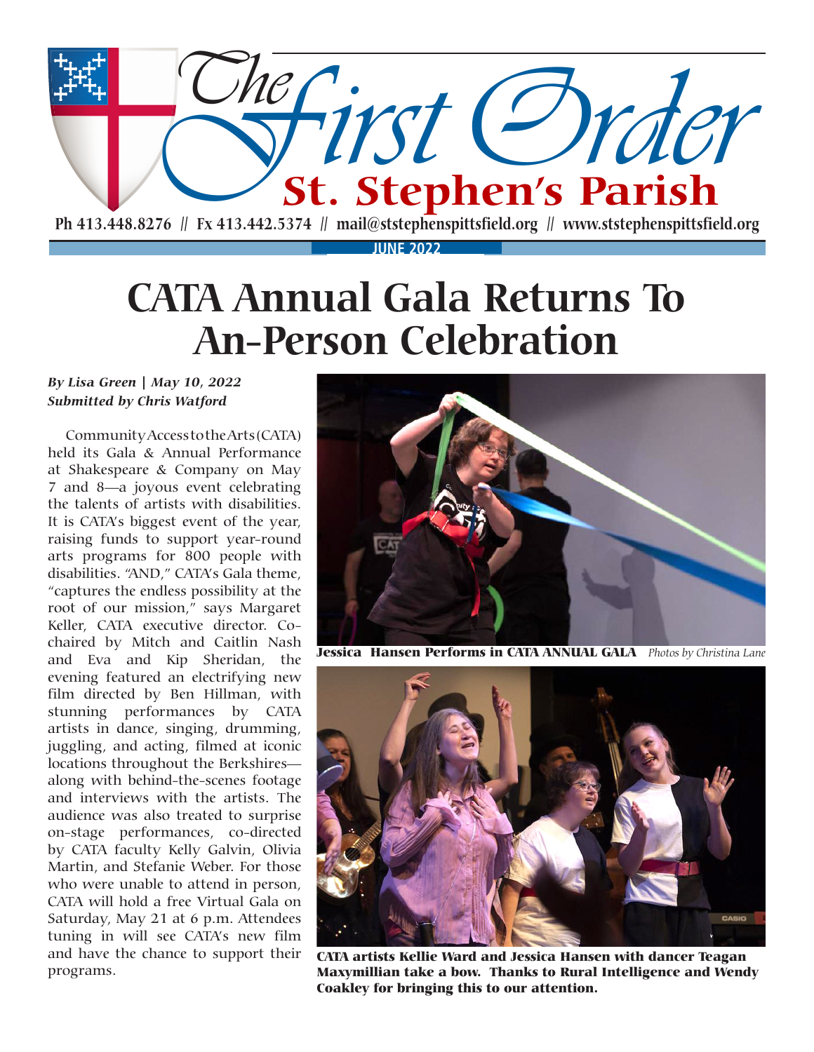# The First Order

## St. Stephen's Parish

**Ph 413.448.8276 || Fx 413.442.5374 || mail@ststephenspittsfield.org || www.ststephenspittsfield.org**

**JUNE 2022**

# CATA Annual Gala Returns To An-Person Celebration

***By Lisa Green | May 10, 2022***
***Submitted by Chris Watford***

Community Access to the Arts (CATA) held its Gala & Annual Performance at Shakespeare & Company on May 7 and 8—a joyous event celebrating the talents of artists with disabilities. It is CATA's biggest event of the year, raising funds to support year-round arts programs for 800 people with disabilities. "AND," CATA's Gala theme, "captures the endless possibility at the root of our mission," says Margaret Keller, CATA executive director. Co-chaired by Mitch and Caitlin Nash and Eva and Kip Sheridan, the evening featured an electrifying new film directed by Ben Hillman, with stunning performances by CATA artists in dance, singing, drumming, juggling, and acting, filmed at iconic locations throughout the Berkshires—along with behind-the-scenes footage and interviews with the artists. The audience was also treated to surprise on-stage performances, co-directed by CATA faculty Kelly Galvin, Olivia Martin, and Stefanie Weber. For those who were unable to attend in person, CATA will hold a free Virtual Gala on Saturday, May 21 at 6 p.m. Attendees tuning in will see CATA's new film and have the chance to support their programs.

**Jessica Hansen Performs in CATA ANNUAL GALA** *Photos by Christina Lane*

**CATA artists Kellie Ward and Jessica Hansen with dancer Teagan Maxymillian take a bow. Thanks to Rural Intelligence and Wendy Coakley for bringing this to our attention.**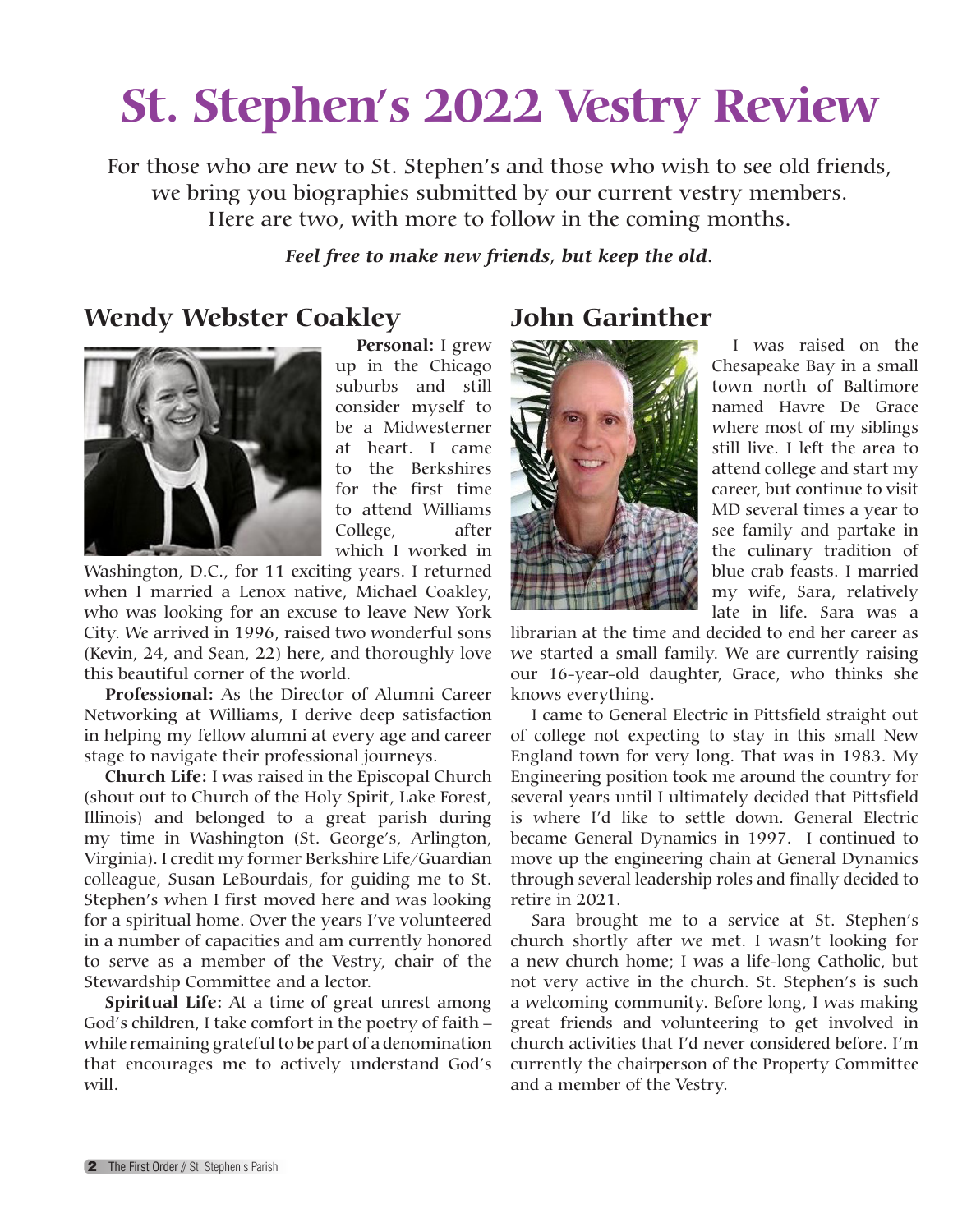# St. Stephen's 2022 Vestry Review

For those who are new to St. Stephen's and those who wish to see old friends, we bring you biographies submitted by our current vestry members. Here are two, with more to follow in the coming months.

***Feel free to make new friends, but keep the old.***

---

## Wendy Webster Coakley

**Personal:** I grew up in the Chicago suburbs and still consider myself to be a Midwesterner at heart. I came to the Berkshires for the first time to attend Williams College, after which I worked in Washington, D.C., for 11 exciting years. I returned when I married a Lenox native, Michael Coakley, who was looking for an excuse to leave New York City. We arrived in 1996, raised two wonderful sons (Kevin, 24, and Sean, 22) here, and thoroughly love this beautiful corner of the world.

**Professional:** As the Director of Alumni Career Networking at Williams, I derive deep satisfaction in helping my fellow alumni at every age and career stage to navigate their professional journeys.

**Church Life:** I was raised in the Episcopal Church (shout out to Church of the Holy Spirit, Lake Forest, Illinois) and belonged to a great parish during my time in Washington (St. George's, Arlington, Virginia). I credit my former Berkshire Life/Guardian colleague, Susan LeBourdais, for guiding me to St. Stephen's when I first moved here and was looking for a spiritual home. Over the years I've volunteered in a number of capacities and am currently honored to serve as a member of the Vestry, chair of the Stewardship Committee and a lector.

**Spiritual Life:** At a time of great unrest among God's children, I take comfort in the poetry of faith – while remaining grateful to be part of a denomination that encourages me to actively understand God's will.

## John Garinther

I was raised on the Chesapeake Bay in a small town north of Baltimore named Havre De Grace where most of my siblings still live. I left the area to attend college and start my career, but continue to visit MD several times a year to see family and partake in the culinary tradition of blue crab feasts. I married my wife, Sara, relatively late in life. Sara was a librarian at the time and decided to end her career as we started a small family. We are currently raising our 16-year-old daughter, Grace, who thinks she knows everything.

I came to General Electric in Pittsfield straight out of college not expecting to stay in this small New England town for very long. That was in 1983. My Engineering position took me around the country for several years until I ultimately decided that Pittsfield is where I'd like to settle down. General Electric became General Dynamics in 1997. I continued to move up the engineering chain at General Dynamics through several leadership roles and finally decided to retire in 2021.

Sara brought me to a service at St. Stephen's church shortly after we met. I wasn't looking for a new church home; I was a life-long Catholic, but not very active in the church. St. Stephen's is such a welcoming community. Before long, I was making great friends and volunteering to get involved in church activities that I'd never considered before. I'm currently the chairperson of the Property Committee and a member of the Vestry.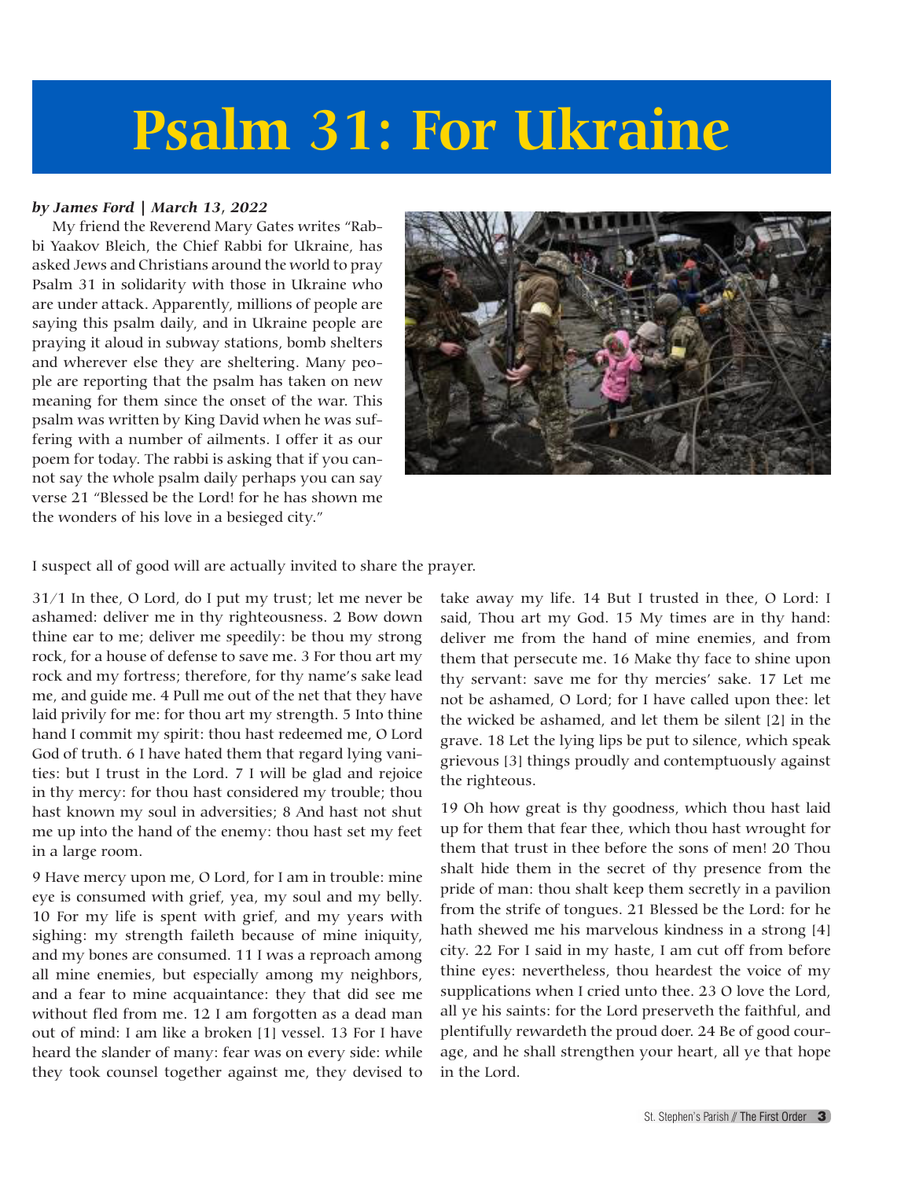# Psalm 31: For Ukraine

***by James Ford | March 13, 2022***

My friend the Reverend Mary Gates writes "Rabbi Yaakov Bleich, the Chief Rabbi for Ukraine, has asked Jews and Christians around the world to pray Psalm 31 in solidarity with those in Ukraine who are under attack. Apparently, millions of people are saying this psalm daily, and in Ukraine people are praying it aloud in subway stations, bomb shelters and wherever else they are sheltering. Many people are reporting that the psalm has taken on new meaning for them since the onset of the war. This psalm was written by King David when he was suffering with a number of ailments. I offer it as our poem for today. The rabbi is asking that if you cannot say the whole psalm daily perhaps you can say verse 21 "Blessed be the Lord! for he has shown me the wonders of his love in a besieged city."

I suspect all of good will are actually invited to share the prayer.

31/1 In thee, O Lord, do I put my trust; let me never be ashamed: deliver me in thy righteousness. 2 Bow down thine ear to me; deliver me speedily: be thou my strong rock, for a house of defense to save me. 3 For thou art my rock and my fortress; therefore, for thy name's sake lead me, and guide me. 4 Pull me out of the net that they have laid privily for me: for thou art my strength. 5 Into thine hand I commit my spirit: thou hast redeemed me, O Lord God of truth. 6 I have hated them that regard lying vanities: but I trust in the Lord. 7 I will be glad and rejoice in thy mercy: for thou hast considered my trouble; thou hast known my soul in adversities; 8 And hast not shut me up into the hand of the enemy: thou hast set my feet in a large room.

9 Have mercy upon me, O Lord, for I am in trouble: mine eye is consumed with grief, yea, my soul and my belly. 10 For my life is spent with grief, and my years with sighing: my strength faileth because of mine iniquity, and my bones are consumed. 11 I was a reproach among all mine enemies, but especially among my neighbors, and a fear to mine acquaintance: they that did see me without fled from me. 12 I am forgotten as a dead man out of mind: I am like a broken [1] vessel. 13 For I have heard the slander of many: fear was on every side: while they took counsel together against me, they devised to take away my life. 14 But I trusted in thee, O Lord: I said, Thou art my God. 15 My times are in thy hand: deliver me from the hand of mine enemies, and from them that persecute me. 16 Make thy face to shine upon thy servant: save me for thy mercies' sake. 17 Let me not be ashamed, O Lord; for I have called upon thee: let the wicked be ashamed, and let them be silent [2] in the grave. 18 Let the lying lips be put to silence, which speak grievous [3] things proudly and contemptuously against the righteous.

19 Oh how great is thy goodness, which thou hast laid up for them that fear thee, which thou hast wrought for them that trust in thee before the sons of men! 20 Thou shalt hide them in the secret of thy presence from the pride of man: thou shalt keep them secretly in a pavilion from the strife of tongues. 21 Blessed be the Lord: for he hath shewed me his marvelous kindness in a strong [4] city. 22 For I said in my haste, I am cut off from before thine eyes: nevertheless, thou heardest the voice of my supplications when I cried unto thee. 23 O love the Lord, all ye his saints: for the Lord preserveth the faithful, and plentifully rewardeth the proud doer. 24 Be of good courage, and he shall strengthen your heart, all ye that hope in the Lord.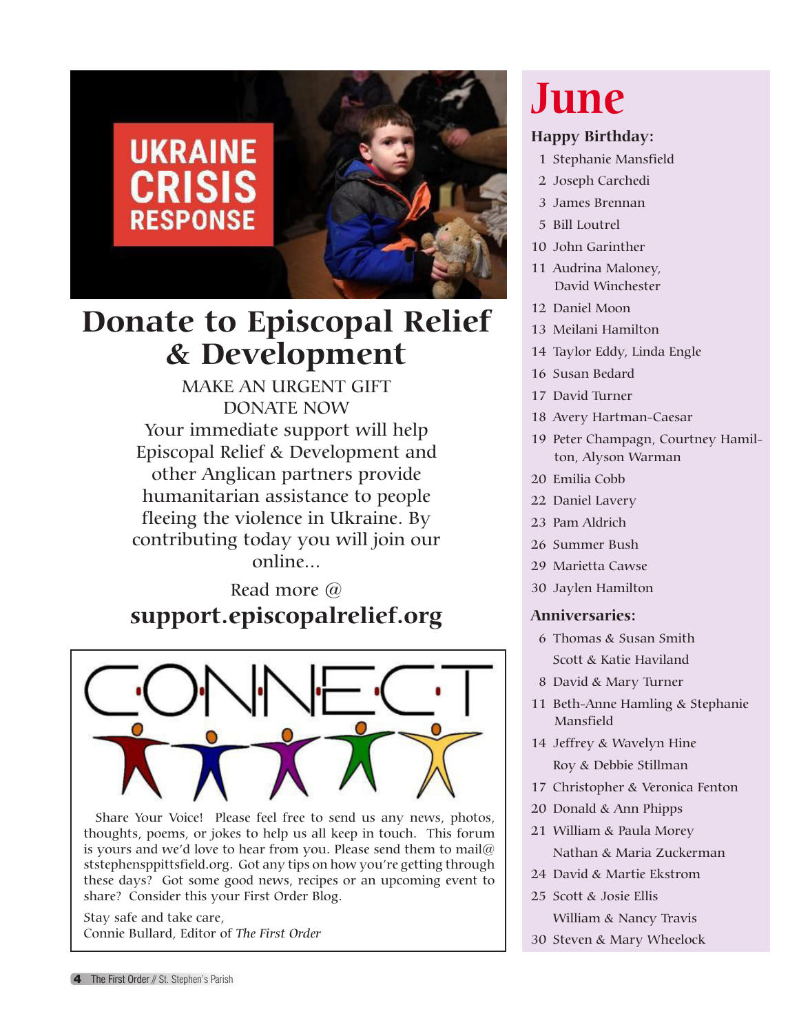UKRAINE CRISIS RESPONSE

# Donate to Episcopal Relief & Development

MAKE AN URGENT GIFT
DONATE NOW

Your immediate support will help Episcopal Relief & Development and other Anglican partners provide humanitarian assistance to people fleeing the violence in Ukraine. By contributing today you will join our online...

Read more @

**support.episcopalrelief.org**

CONNECT

Share Your Voice! Please feel free to send us any news, photos, thoughts, poems, or jokes to help us all keep in touch. This forum is yours and we'd love to hear from you. Please send them to mail@ststephenspittsfield.org. Got any tips on how you're getting through these days? Got some good news, recipes or an upcoming event to share? Consider this your First Order Blog.

Stay safe and take care,
Connie Bullard, Editor of *The First Order*

# June

### Happy Birthday:

1 Stephanie Mansfield
2 Joseph Carchedi
3 James Brennan
5 Bill Loutrel
10 John Garinther
11 Audrina Maloney, David Winchester
12 Daniel Moon
13 Meilani Hamilton
14 Taylor Eddy, Linda Engle
16 Susan Bedard
17 David Turner
18 Avery Hartman-Caesar
19 Peter Champagn, Courtney Hamilton, Alyson Warman
20 Emilia Cobb
22 Daniel Lavery
23 Pam Aldrich
26 Summer Bush
29 Marietta Cawse
30 Jaylen Hamilton

### Anniversaries:

6 Thomas & Susan Smith
Scott & Katie Haviland
8 David & Mary Turner
11 Beth-Anne Hamling & Stephanie Mansfield
14 Jeffrey & Wavelyn Hine
Roy & Debbie Stillman
17 Christopher & Veronica Fenton
20 Donald & Ann Phipps
21 William & Paula Morey
Nathan & Maria Zuckerman
24 David & Martie Ekstrom
25 Scott & Josie Ellis
William & Nancy Travis
30 Steven & Mary Wheelock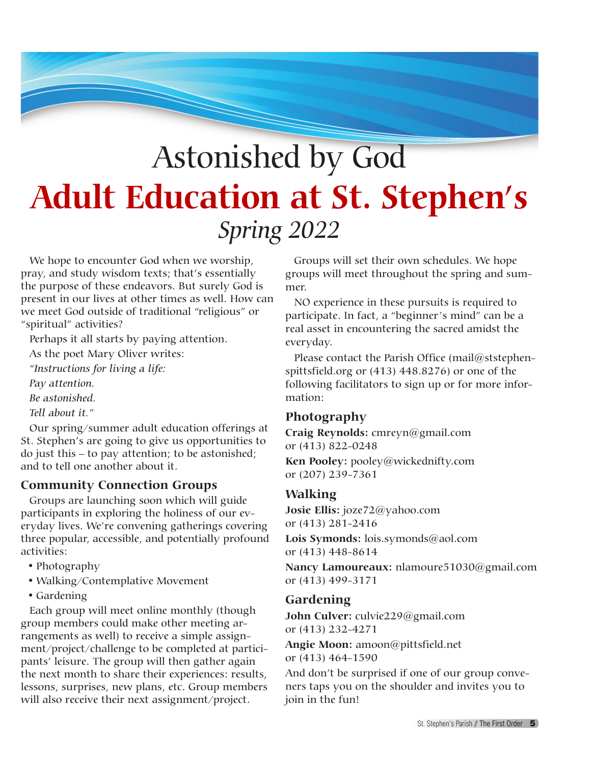# Astonished by God

# Adult Education at St. Stephen's

*Spring 2022*

We hope to encounter God when we worship, pray, and study wisdom texts; that's essentially the purpose of these endeavors. But surely God is present in our lives at other times as well. How can we meet God outside of traditional "religious" or "spiritual" activities?

Perhaps it all starts by paying attention.

As the poet Mary Oliver writes:

*"Instructions for living a life:*

*Pay attention.*

*Be astonished.*

*Tell about it."*

Our spring/summer adult education offerings at St. Stephen's are going to give us opportunities to do just this – to pay attention; to be astonished; and to tell one another about it.

## Community Connection Groups

Groups are launching soon which will guide participants in exploring the holiness of our everyday lives. We're convening gatherings covering three popular, accessible, and potentially profound activities:

- Photography
- Walking/Contemplative Movement
- Gardening

Each group will meet online monthly (though group members could make other meeting arrangements as well) to receive a simple assignment/project/challenge to be completed at participants' leisure. The group will then gather again the next month to share their experiences: results, lessons, surprises, new plans, etc. Group members will also receive their next assignment/project.

Groups will set their own schedules. We hope groups will meet throughout the spring and summer.

NO experience in these pursuits is required to participate. In fact, a "beginner's mind" can be a real asset in encountering the sacred amidst the everyday.

Please contact the Parish Office (mail@ststephenspittsfield.org or (413) 448.8276) or one of the following facilitators to sign up or for more information:

### Photography

**Craig Reynolds:** cmreyn@gmail.com or (413) 822-0248

**Ken Pooley:** pooley@wickednifty.com or (207) 239-7361

### Walking

**Josie Ellis:** joze72@yahoo.com or (413) 281-2416

**Lois Symonds:** lois.symonds@aol.com or (413) 448-8614

**Nancy Lamoureaux:** nlamoure51030@gmail.com or (413) 499-3171

### Gardening

**John Culver:** culvie229@gmail.com or (413) 232-4271

**Angie Moon:** amoon@pittsfield.net or (413) 464-1590

And don't be surprised if one of our group conveners taps you on the shoulder and invites you to join in the fun!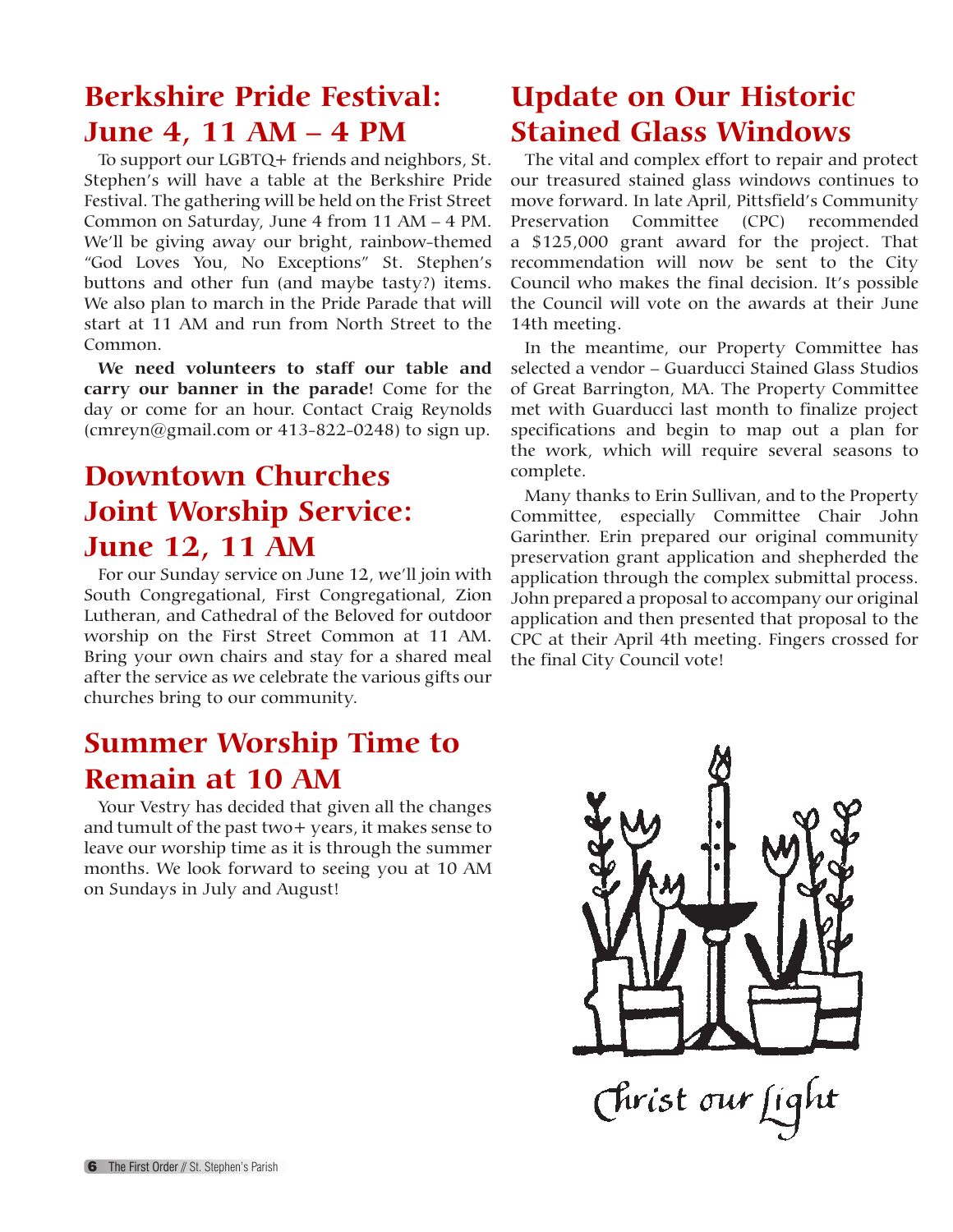## Berkshire Pride Festival: June 4, 11 AM – 4 PM

To support our LGBTQ+ friends and neighbors, St. Stephen's will have a table at the Berkshire Pride Festival. The gathering will be held on the Frist Street Common on Saturday, June 4 from 11 AM – 4 PM. We'll be giving away our bright, rainbow-themed "God Loves You, No Exceptions" St. Stephen's buttons and other fun (and maybe tasty?) items. We also plan to march in the Pride Parade that will start at 11 AM and run from North Street to the Common.

**We need volunteers to staff our table and carry our banner in the parade!** Come for the day or come for an hour. Contact Craig Reynolds (cmreyn@gmail.com or 413-822-0248) to sign up.

## Downtown Churches Joint Worship Service: June 12, 11 AM

For our Sunday service on June 12, we'll join with South Congregational, First Congregational, Zion Lutheran, and Cathedral of the Beloved for outdoor worship on the First Street Common at 11 AM. Bring your own chairs and stay for a shared meal after the service as we celebrate the various gifts our churches bring to our community.

## Summer Worship Time to Remain at 10 AM

Your Vestry has decided that given all the changes and tumult of the past two+ years, it makes sense to leave our worship time as it is through the summer months. We look forward to seeing you at 10 AM on Sundays in July and August!

## Update on Our Historic Stained Glass Windows

The vital and complex effort to repair and protect our treasured stained glass windows continues to move forward. In late April, Pittsfield's Community Preservation Committee (CPC) recommended a $125,000 grant award for the project. That recommendation will now be sent to the City Council who makes the final decision. It's possible the Council will vote on the awards at their June 14th meeting.

In the meantime, our Property Committee has selected a vendor – Guarducci Stained Glass Studios of Great Barrington, MA. The Property Committee met with Guarducci last month to finalize project specifications and begin to map out a plan for the work, which will require several seasons to complete.

Many thanks to Erin Sullivan, and to the Property Committee, especially Committee Chair John Garinther. Erin prepared our original community preservation grant application and shepherded the application through the complex submittal process. John prepared a proposal to accompany our original application and then presented that proposal to the CPC at their April 4th meeting. Fingers crossed for the final City Council vote!

*Christ our Light*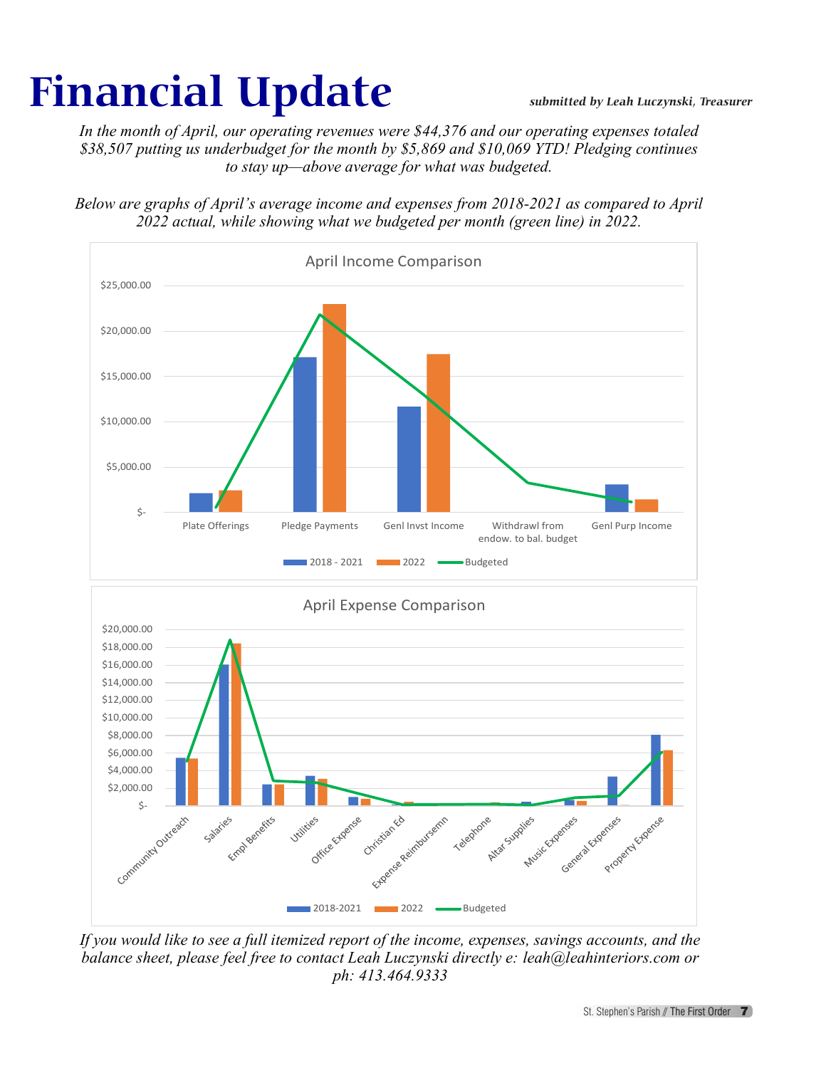# Financial Update

***submitted by Leah Luczynski, Treasurer***

*In the month of April, our operating revenues were $44,376 and our operating expenses totaled $38,507 putting us underbudget for the month by $5,869 and $10,069 YTD! Pledging continues to stay up—above average for what was budgeted.*

*Below are graphs of April's average income and expenses from 2018-2021 as compared to April 2022 actual, while showing what we budgeted per month (green line) in 2022.*

April Income Comparison

$25,000.00
$20,000.00
$15,000.00
$10,000.00
$5,000.00
$-

Plate Offerings
Pledge Payments
Genl Invst Income
Withdrawl from endow. to bal. budget
Genl Purp Income

2018 - 2021
2022
Budgeted

April Expense Comparison

$20,000.00
$18,000.00
$16,000.00
$14,000.00
$12,000.00
$10,000.00
$8,000.00
$6,000.00
$4,000.00
$2,000.00
$-

Community Outreach
Salaries
Empl Benefits
Utilities
Office Expense
Christian Ed
Expense Reimbursemn
Telephone
Altar Supplies
Music Expenses
General Expenses
Property Expense

2018-2021
2022
Budgeted

*If you would like to see a full itemized report of the income, expenses, savings accounts, and the balance sheet, please feel free to contact Leah Luczynski directly e: leah@leahinteriors.com or ph: 413.464.9333*